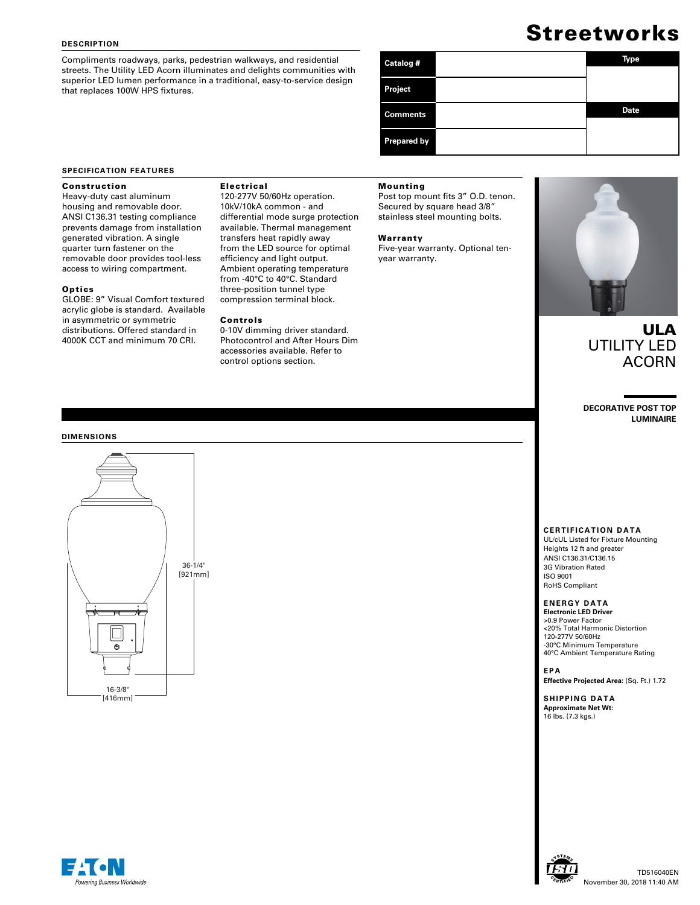# Streetworks

## DESCRIPTION

Compliments roadways, parks, pedestrian walkways, and residential streets. The Utility LED Acorn illuminates and delights communities with superior LED lumen performance in a traditional, easy-to-service design that replaces 100W HPS fixtures.

| Catalog # | | Type |
| --- | --- | --- |
| Project | | |
| Comments | | Date |
| Prepared by | | |

# ULA
## UTILITY LED ACORN

**DECORATIVE POST TOP LUMINAIRE**

## SPECIFICATION FEATURES

### Construction

Heavy-duty cast aluminum housing and removable door. ANSI C136.31 testing compliance prevents damage from installation generated vibration. A single quarter turn fastener on the removable door provides tool-less access to wiring compartment.

### Optics

GLOBE: 9" Visual Comfort textured acrylic globe is standard. Available in asymmetric or symmetric distributions. Offered standard in 4000K CCT and minimum 70 CRI.

### Electrical

120-277V 50/60Hz operation. 10kV/10kA common - and differential mode surge protection available. Thermal management transfers heat rapidly away from the LED source for optimal efficiency and light output. Ambient operating temperature from -40°C to 40°C. Standard three-position tunnel type compression terminal block.

### Controls

0-10V dimming driver standard. Photocontrol and After Hours Dim accessories available. Refer to control options section.

### Mounting

Post top mount fits 3" O.D. tenon. Secured by square head 3/8" stainless steel mounting bolts.

### Warranty

Five-year warranty. Optional ten-year warranty.

## DIMENSIONS

36-1/4" [921mm]

16-3/8" [416mm]

## CERTIFICATION DATA

UL/cUL Listed for Fixture Mounting Heights 12 ft and greater
ANSI C136.31/C136.15
3G Vibration Rated
ISO 9001
RoHS Compliant

## ENERGY DATA

**Electronic LED Driver**
>0.9 Power Factor
<20% Total Harmonic Distortion
120-277V 50/60Hz
-30°C Minimum Temperature
40°C Ambient Temperature Rating

## EPA

**Effective Projected Area:** (Sq. Ft.) 1.72

## SHIPPING DATA

**Approximate Net Wt:**
16 lbs. (7.3 kgs.)

EATON
Powering Business Worldwide

TD516040EN
November 30, 2018 11:40 AM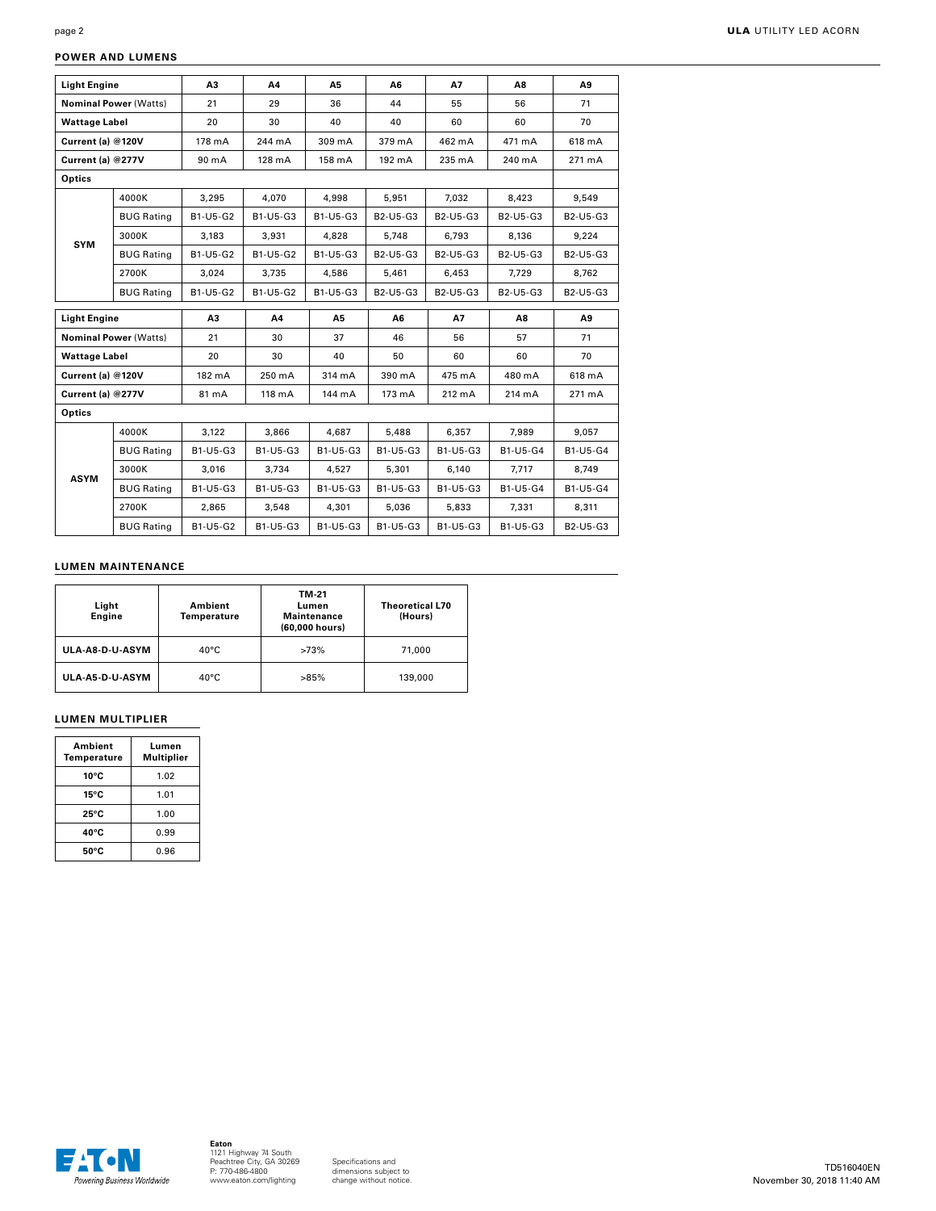## POWER AND LUMENS

| Light Engine | | A3 | A4 | A5 | A6 | A7 | A8 | A9 |
|---|---|---|---|---|---|---|---|---|
| **Nominal Power** (Watts) | | 21 | 29 | 36 | 44 | 55 | 56 | 71 |
| **Wattage Label** | | 20 | 30 | 40 | 40 | 60 | 60 | 70 |
| **Current (a) @120V** | | 178 mA | 244 mA | 309 mA | 379 mA | 462 mA | 471 mA | 618 mA |
| **Current (a) @277V** | | 90 mA | 128 mA | 158 mA | 192 mA | 235 mA | 240 mA | 271 mA |
| **Optics** | | | | | | | | |
| **SYM** | 4000K | 3,295 | 4,070 | 4,998 | 5,951 | 7,032 | 8,423 | 9,549 |
| | BUG Rating | B1-U5-G2 | B1-U5-G3 | B1-U5-G3 | B2-U5-G3 | B2-U5-G3 | B2-U5-G3 | B2-U5-G3 |
| | 3000K | 3,183 | 3,931 | 4,828 | 5,748 | 6,793 | 8,136 | 9,224 |
| | BUG Rating | B1-U5-G2 | B1-U5-G2 | B1-U5-G3 | B2-U5-G3 | B2-U5-G3 | B2-U5-G3 | B2-U5-G3 |
| | 2700K | 3,024 | 3,735 | 4,586 | 5,461 | 6,453 | 7,729 | 8,762 |
| | BUG Rating | B1-U5-G2 | B1-U5-G2 | B1-U5-G3 | B2-U5-G3 | B2-U5-G3 | B2-U5-G3 | B2-U5-G3 |

| Light Engine | | A3 | A4 | A5 | A6 | A7 | A8 | A9 |
|---|---|---|---|---|---|---|---|---|
| **Nominal Power** (Watts) | | 21 | 30 | 37 | 46 | 56 | 57 | 71 |
| **Wattage Label** | | 20 | 30 | 40 | 50 | 60 | 60 | 70 |
| **Current (a) @120V** | | 182 mA | 250 mA | 314 mA | 390 mA | 475 mA | 480 mA | 618 mA |
| **Current (a) @277V** | | 81 mA | 118 mA | 144 mA | 173 mA | 212 mA | 214 mA | 271 mA |
| **Optics** | | | | | | | | |
| **ASYM** | 4000K | 3,122 | 3,866 | 4,687 | 5,488 | 6,357 | 7,989 | 9,057 |
| | BUG Rating | B1-U5-G3 | B1-U5-G3 | B1-U5-G3 | B1-U5-G3 | B1-U5-G3 | B1-U5-G4 | B1-U5-G4 |
| | 3000K | 3,016 | 3,734 | 4,527 | 5,301 | 6,140 | 7,717 | 8,749 |
| | BUG Rating | B1-U5-G3 | B1-U5-G3 | B1-U5-G3 | B1-U5-G3 | B1-U5-G3 | B1-U5-G4 | B1-U5-G4 |
| | 2700K | 2,865 | 3,548 | 4,301 | 5,036 | 5,833 | 7,331 | 8,311 |
| | BUG Rating | B1-U5-G2 | B1-U5-G3 | B1-U5-G3 | B1-U5-G3 | B1-U5-G3 | B1-U5-G3 | B2-U5-G3 |

## LUMEN MAINTENANCE

| Light Engine | Ambient Temperature | TM-21 Lumen Maintenance (60,000 hours) | Theoretical L70 (Hours) |
|---|---|---|---|
| ULA-A8-D-U-ASYM | 40°C | >73% | 71,000 |
| ULA-A5-D-U-ASYM | 40°C | >85% | 139,000 |

## LUMEN MULTIPLIER

| Ambient Temperature | Lumen Multiplier |
|---|---|
| **10°C** | 1.02 |
| **15°C** | 1.01 |
| **25°C** | 1.00 |
| **40°C** | 0.99 |
| **50°C** | 0.96 |

**Eaton**
1121 Highway 74 South
Peachtree City, GA 30269
P: 770-486-4800
www.eaton.com/lighting

Specifications and dimensions subject to change without notice.

TD516040EN
November 30, 2018 11:40 AM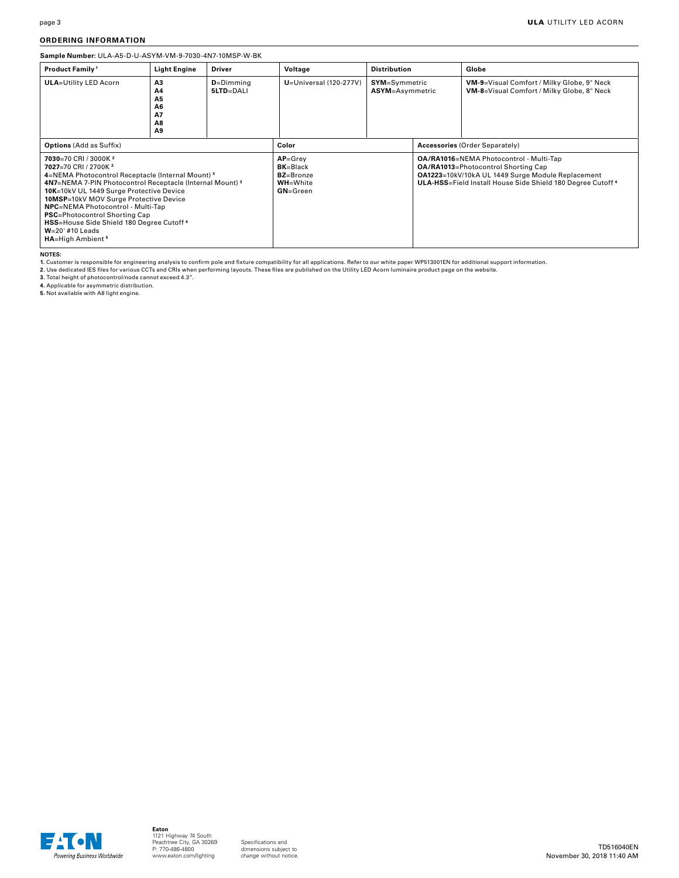## ORDERING INFORMATION

**Sample Number:** ULA-A5-D-U-ASYM-VM-9-7030-4N7-10MSP-W-BK

| Product Family [1] | Light Engine | Driver | Voltage | Distribution | Globe |
|---|---|---|---|---|---|
| **ULA**=Utility LED Acorn | **A3**<br>**A4**<br>**A5**<br>**A6**<br>**A7**<br>**A8**<br>**A9** | **D**=Dimming<br>**5LTD**=DALI | **U**=Universal (120-277V) | **SYM**=Symmetric<br>**ASYM**=Asymmetric | **VM-9**=Visual Comfort / Milky Globe, 9" Neck<br>**VM-8**=Visual Comfort / Milky Globe, 8" Neck |

| Options (Add as Suffix) | Color | Accessories (Order Separately) |
|---|---|---|
| **7030**=70 CRI / 3000K [2]<br>**7027**=70 CRI / 2700K [2]<br>**4**=NEMA Photocontrol Receptacle (Internal Mount) [3]<br>**4N7**=NEMA 7-PIN Photocontrol Receptacle (Internal Mount) [3]<br>**10K**=10kV UL 1449 Surge Protective Device<br>**10MSP**=10kV MOV Surge Protective Device<br>**NPC**=NEMA Photocontrol - Multi-Tap<br>**PSC**=Photocontrol Shorting Cap<br>**HSS**=House Side Shield 180 Degree Cutoff [4]<br>**W**=20' #10 Leads<br>**HA**=High Ambient [5] | **AP**=Grey<br>**BK**=Black<br>**BZ**=Bronze<br>**WH**=White<br>**GN**=Green | **OA/RA1016**=NEMA Photocontrol - Multi-Tap<br>**OA/RA1013**=Photocontrol Shorting Cap<br>**OA1223**=10kV/10kA UL 1449 Surge Module Replacement<br>**ULA-HSS**=Field Install House Side Shield 180 Degree Cutoff [4] |

**NOTES:**

1. Customer is responsible for engineering analysis to confirm pole and fixture compatibility for all applications. Refer to our white paper WP513001EN for additional support information.
2. Use dedicated IES files for various CCTs and CRIs when performing layouts. These files are published on the Utility LED Acorn luminaire product page on the website.
3. Total height of photocontrol/node cannot exceed 4.3".
4. Applicable for asymmetric distribution.
5. Not available with A8 light engine.

**Eaton**
1121 Highway 74 South
Peachtree City, GA 30269
P: 770-486-4800
www.eaton.com/lighting

Specifications and dimensions subject to change without notice.

TD516040EN
November 30, 2018 11:40 AM